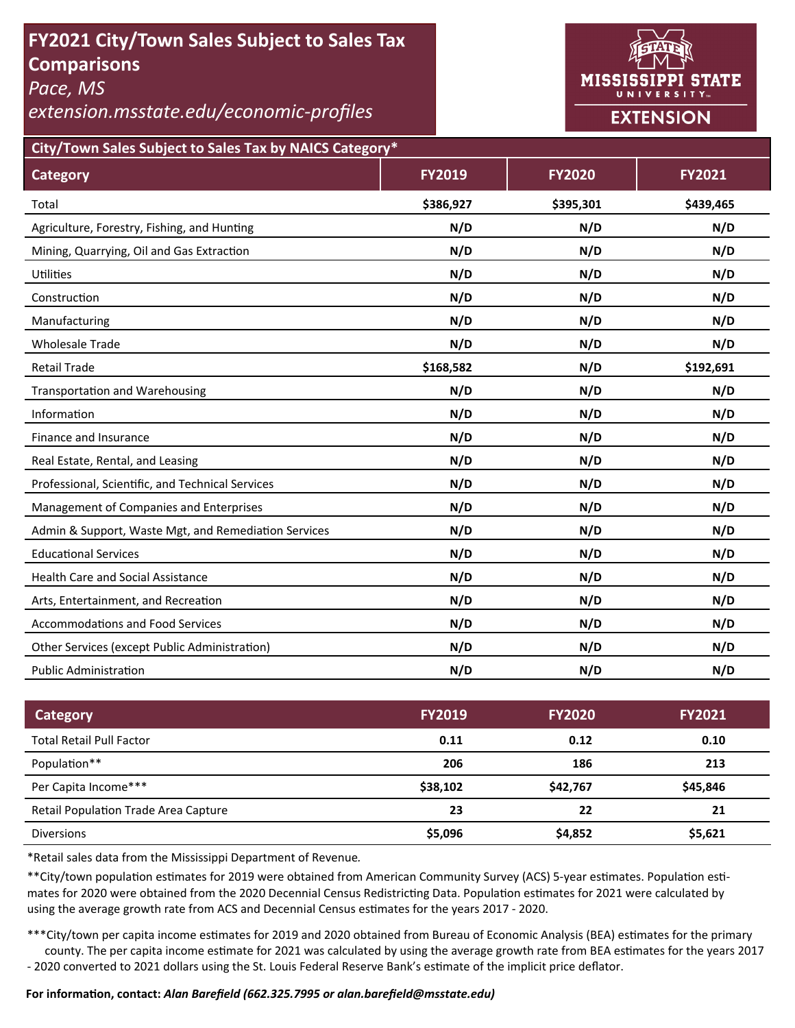# FY2021 City/Town Sales Subject to Sales Tax Comparisons

*Pace, MS*

*extension.msstate.edu/economic-profiles*

MISSISSIPPI STATE UNIVERSITY EXTENSION

## City/Town Sales Subject to Sales Tax by NAICS Category*

| Category | FY2019 | FY2020 | FY2021 |
|---|---|---|---|
| Total | **$386,927** | **$395,301** | **$439,465** |
| Agriculture, Forestry, Fishing, and Hunting | **N/D** | **N/D** | **N/D** |
| Mining, Quarrying, Oil and Gas Extraction | **N/D** | **N/D** | **N/D** |
| Utilities | **N/D** | **N/D** | **N/D** |
| Construction | **N/D** | **N/D** | **N/D** |
| Manufacturing | **N/D** | **N/D** | **N/D** |
| Wholesale Trade | **N/D** | **N/D** | **N/D** |
| Retail Trade | **$168,582** | **N/D** | **$192,691** |
| Transportation and Warehousing | **N/D** | **N/D** | **N/D** |
| Information | **N/D** | **N/D** | **N/D** |
| Finance and Insurance | **N/D** | **N/D** | **N/D** |
| Real Estate, Rental, and Leasing | **N/D** | **N/D** | **N/D** |
| Professional, Scientific, and Technical Services | **N/D** | **N/D** | **N/D** |
| Management of Companies and Enterprises | **N/D** | **N/D** | **N/D** |
| Admin & Support, Waste Mgt, and Remediation Services | **N/D** | **N/D** | **N/D** |
| Educational Services | **N/D** | **N/D** | **N/D** |
| Health Care and Social Assistance | **N/D** | **N/D** | **N/D** |
| Arts, Entertainment, and Recreation | **N/D** | **N/D** | **N/D** |
| Accommodations and Food Services | **N/D** | **N/D** | **N/D** |
| Other Services (except Public Administration) | **N/D** | **N/D** | **N/D** |
| Public Administration | **N/D** | **N/D** | **N/D** |

| Category | FY2019 | FY2020 | FY2021 |
|---|---|---|---|
| Total Retail Pull Factor | **0.11** | **0.12** | **0.10** |
| Population** | **206** | **186** | **213** |
| Per Capita Income*** | **$38,102** | **$42,767** | **$45,846** |
| Retail Population Trade Area Capture | **23** | **22** | **21** |
| Diversions | **$5,096** | **$4,852** | **$5,621** |

*Retail sales data from the Mississippi Department of Revenue.

**City/town population estimates for 2019 were obtained from American Community Survey (ACS) 5-year estimates. Population estimates for 2020 were obtained from the 2020 Decennial Census Redistricting Data. Population estimates for 2021 were calculated by using the average growth rate from ACS and Decennial Census estimates for the years 2017 - 2020.

***City/town per capita income estimates for 2019 and 2020 obtained from Bureau of Economic Analysis (BEA) estimates for the primary county. The per capita income estimate for 2021 was calculated by using the average growth rate from BEA estimates for the years 2017 - 2020 converted to 2021 dollars using the St. Louis Federal Reserve Bank's estimate of the implicit price deflator.

**For information, contact:** ***Alan Barefield (662.325.7995 or alan.barefield@msstate.edu)***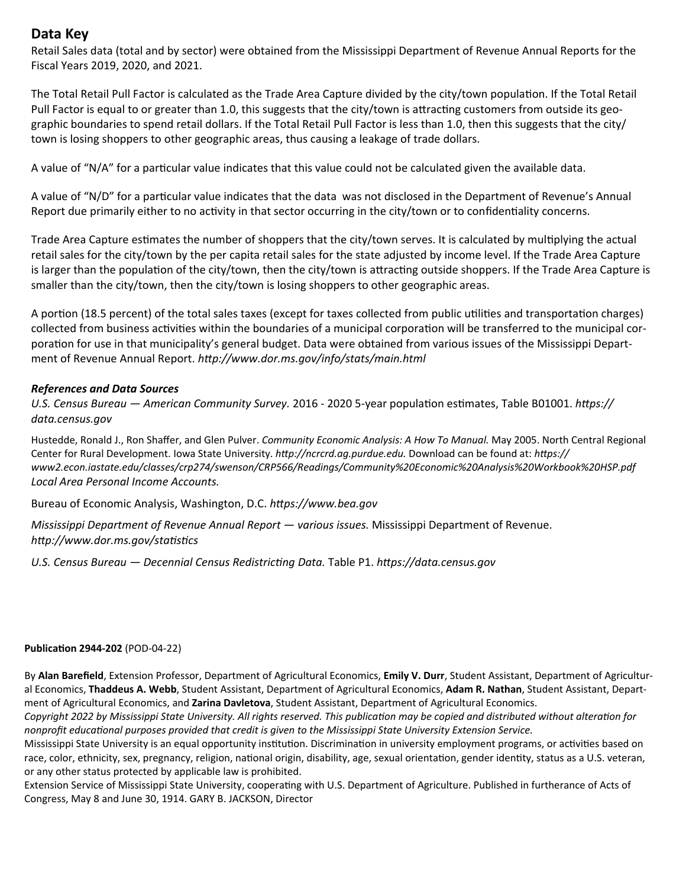## Data Key

Retail Sales data (total and by sector) were obtained from the Mississippi Department of Revenue Annual Reports for the Fiscal Years 2019, 2020, and 2021.

The Total Retail Pull Factor is calculated as the Trade Area Capture divided by the city/town population. If the Total Retail Pull Factor is equal to or greater than 1.0, this suggests that the city/town is attracting customers from outside its geographic boundaries to spend retail dollars. If the Total Retail Pull Factor is less than 1.0, then this suggests that the city/town is losing shoppers to other geographic areas, thus causing a leakage of trade dollars.

A value of "N/A" for a particular value indicates that this value could not be calculated given the available data.

A value of "N/D" for a particular value indicates that the data was not disclosed in the Department of Revenue's Annual Report due primarily either to no activity in that sector occurring in the city/town or to confidentiality concerns.

Trade Area Capture estimates the number of shoppers that the city/town serves. It is calculated by multiplying the actual retail sales for the city/town by the per capita retail sales for the state adjusted by income level. If the Trade Area Capture is larger than the population of the city/town, then the city/town is attracting outside shoppers. If the Trade Area Capture is smaller than the city/town, then the city/town is losing shoppers to other geographic areas.

A portion (18.5 percent) of the total sales taxes (except for taxes collected from public utilities and transportation charges) collected from business activities within the boundaries of a municipal corporation will be transferred to the municipal corporation for use in that municipality's general budget. Data were obtained from various issues of the Mississippi Department of Revenue Annual Report. *http://www.dor.ms.gov/info/stats/main.html*

### *References and Data Sources*

*U.S. Census Bureau — American Community Survey.* 2016 - 2020 5-year population estimates, Table B01001. *https://data.census.gov*

Hustedde, Ronald J., Ron Shaffer, and Glen Pulver. *Community Economic Analysis: A How To Manual.* May 2005. North Central Regional Center for Rural Development. Iowa State University. *http://ncrcrd.ag.purdue.edu.* Download can be found at: *https://www2.econ.iastate.edu/classes/crp274/swenson/CRP566/Readings/Community%20Economic%20Analysis%20Workbook%20HSP.pdf* *Local Area Personal Income Accounts.*

Bureau of Economic Analysis, Washington, D.C. *https://www.bea.gov*

*Mississippi Department of Revenue Annual Report — various issues.* Mississippi Department of Revenue. *http://www.dor.ms.gov/statistics*

*U.S. Census Bureau — Decennial Census Redistricting Data.* Table P1. *https://data.census.gov*

**Publication 2944-202** (POD-04-22)

By **Alan Barefield**, Extension Professor, Department of Agricultural Economics, **Emily V. Durr**, Student Assistant, Department of Agricultural Economics, **Thaddeus A. Webb**, Student Assistant, Department of Agricultural Economics, **Adam R. Nathan**, Student Assistant, Department of Agricultural Economics, and **Zarina Davletova**, Student Assistant, Department of Agricultural Economics.

*Copyright 2022 by Mississippi State University. All rights reserved. This publication may be copied and distributed without alteration for nonprofit educational purposes provided that credit is given to the Mississippi State University Extension Service.*

Mississippi State University is an equal opportunity institution. Discrimination in university employment programs, or activities based on race, color, ethnicity, sex, pregnancy, religion, national origin, disability, age, sexual orientation, gender identity, status as a U.S. veteran, or any other status protected by applicable law is prohibited.

Extension Service of Mississippi State University, cooperating with U.S. Department of Agriculture. Published in furtherance of Acts of Congress, May 8 and June 30, 1914. GARY B. JACKSON, Director